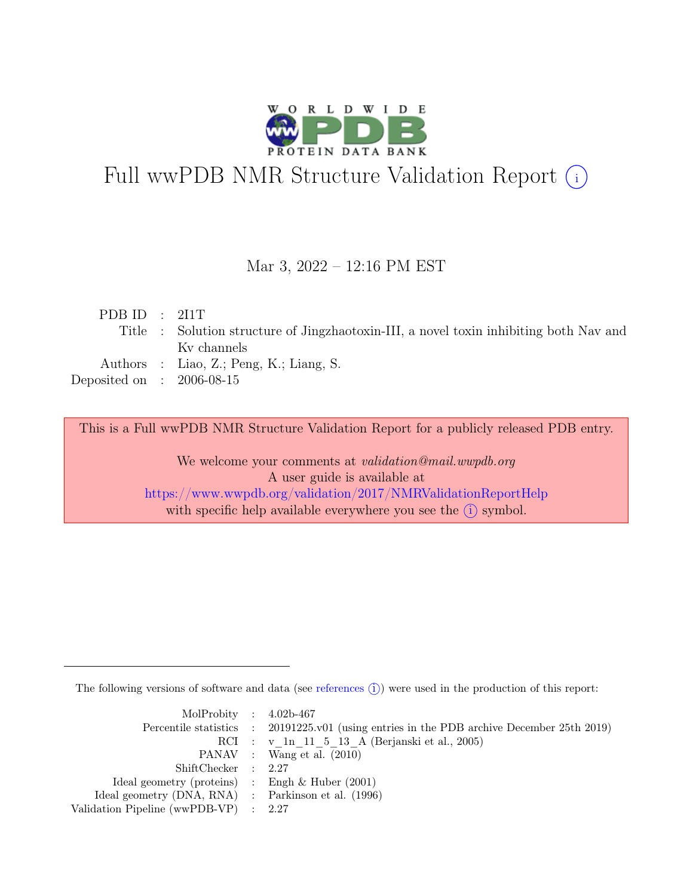# Full wwPDB NMR Structure Validation Report (i)

Mar 3, 2022 – 12:16 PM EST

| | | |
|---|---|---|
| PDB ID | : | 2I1T |
| Title | : | Solution structure of Jingzhaotoxin-III, a novel toxin inhibiting both Nav and Kv channels |
| Authors | : | Liao, Z.; Peng, K.; Liang, S. |
| Deposited on | : | 2006-08-15 |

This is a Full wwPDB NMR Structure Validation Report for a publicly released PDB entry.

We welcome your comments at *validation@mail.wwpdb.org*
A user guide is available at
https://www.wwpdb.org/validation/2017/NMRValidationReportHelp
with specific help available everywhere you see the (i) symbol.

The following versions of software and data (see references (i)) were used in the production of this report:

| | | |
|---|---|---|
| MolProbity | : | 4.02b-467 |
| Percentile statistics | : | 20191225.v01 (using entries in the PDB archive December 25th 2019) |
| RCI | : | v_1n_11_5_13_A (Berjanski et al., 2005) |
| PANAV | : | Wang et al. (2010) |
| ShiftChecker | : | 2.27 |
| Ideal geometry (proteins) | : | Engh & Huber (2001) |
| Ideal geometry (DNA, RNA) | : | Parkinson et al. (1996) |
| Validation Pipeline (wwPDB-VP) | : | 2.27 |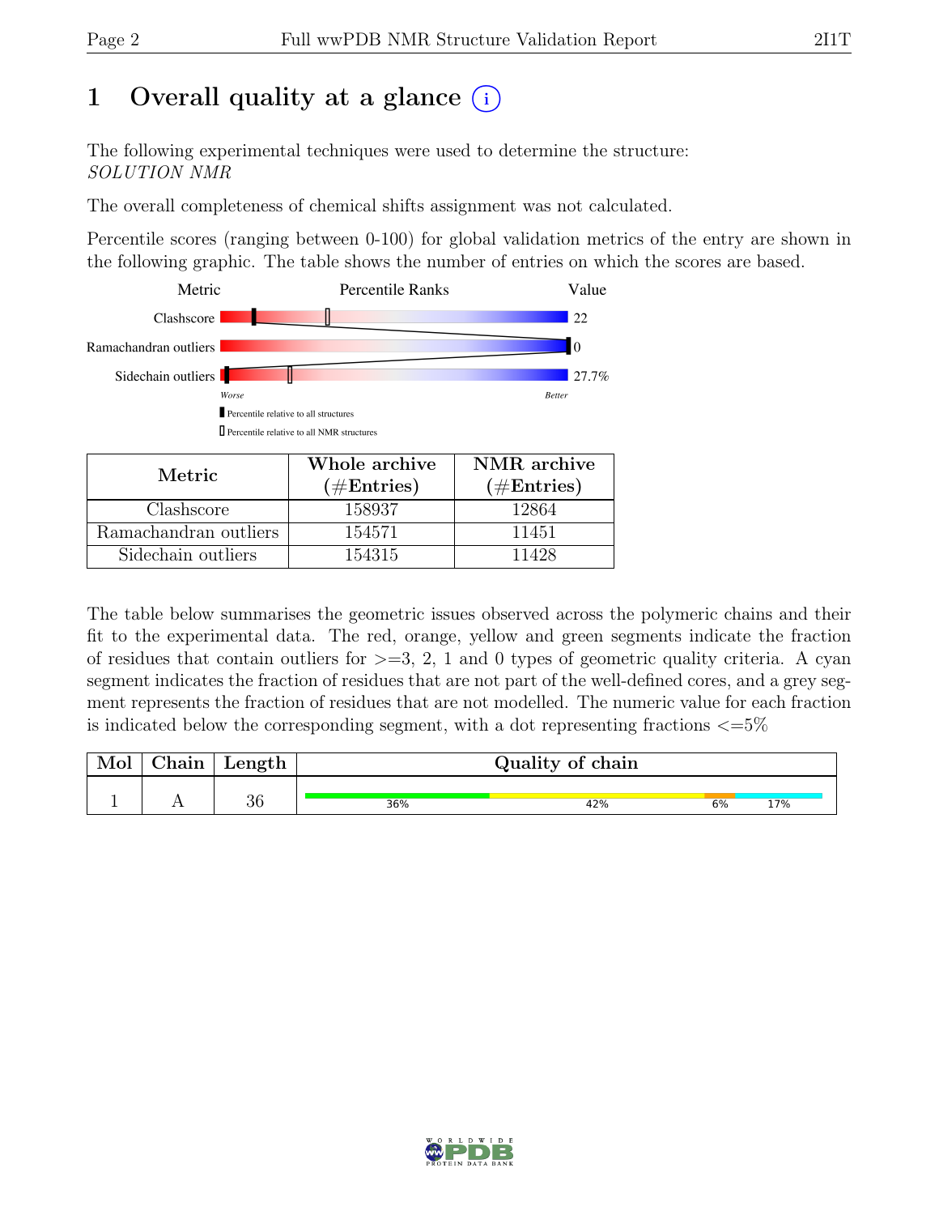# 1 Overall quality at a glance (i)

The following experimental techniques were used to determine the structure:
*SOLUTION NMR*

The overall completeness of chemical shifts assignment was not calculated.

Percentile scores (ranging between 0-100) for global validation metrics of the entry are shown in the following graphic. The table shows the number of entries on which the scores are based.

| Metric | Percentile Ranks | Value |
|---|---|---|
| Clashscore | | 22 |
| Ramachandran outliers | | 0 |
| Sidechain outliers | | 27.7% |

*Worse* — *Better*

▮ Percentile relative to all structures

▯ Percentile relative to all NMR structures

| Metric | Whole archive (#Entries) | NMR archive (#Entries) |
|---|---|---|
| Clashscore | 158937 | 12864 |
| Ramachandran outliers | 154571 | 11451 |
| Sidechain outliers | 154315 | 11428 |

The table below summarises the geometric issues observed across the polymeric chains and their fit to the experimental data. The red, orange, yellow and green segments indicate the fraction of residues that contain outliers for >=3, 2, 1 and 0 types of geometric quality criteria. A cyan segment indicates the fraction of residues that are not part of the well-defined cores, and a grey segment represents the fraction of residues that are not modelled. The numeric value for each fraction is indicated below the corresponding segment, with a dot representing fractions <=5%

| Mol | Chain | Length | Quality of chain |
|---|---|---|---|
| 1 | A | 36 | 36% 42% 6% 17% |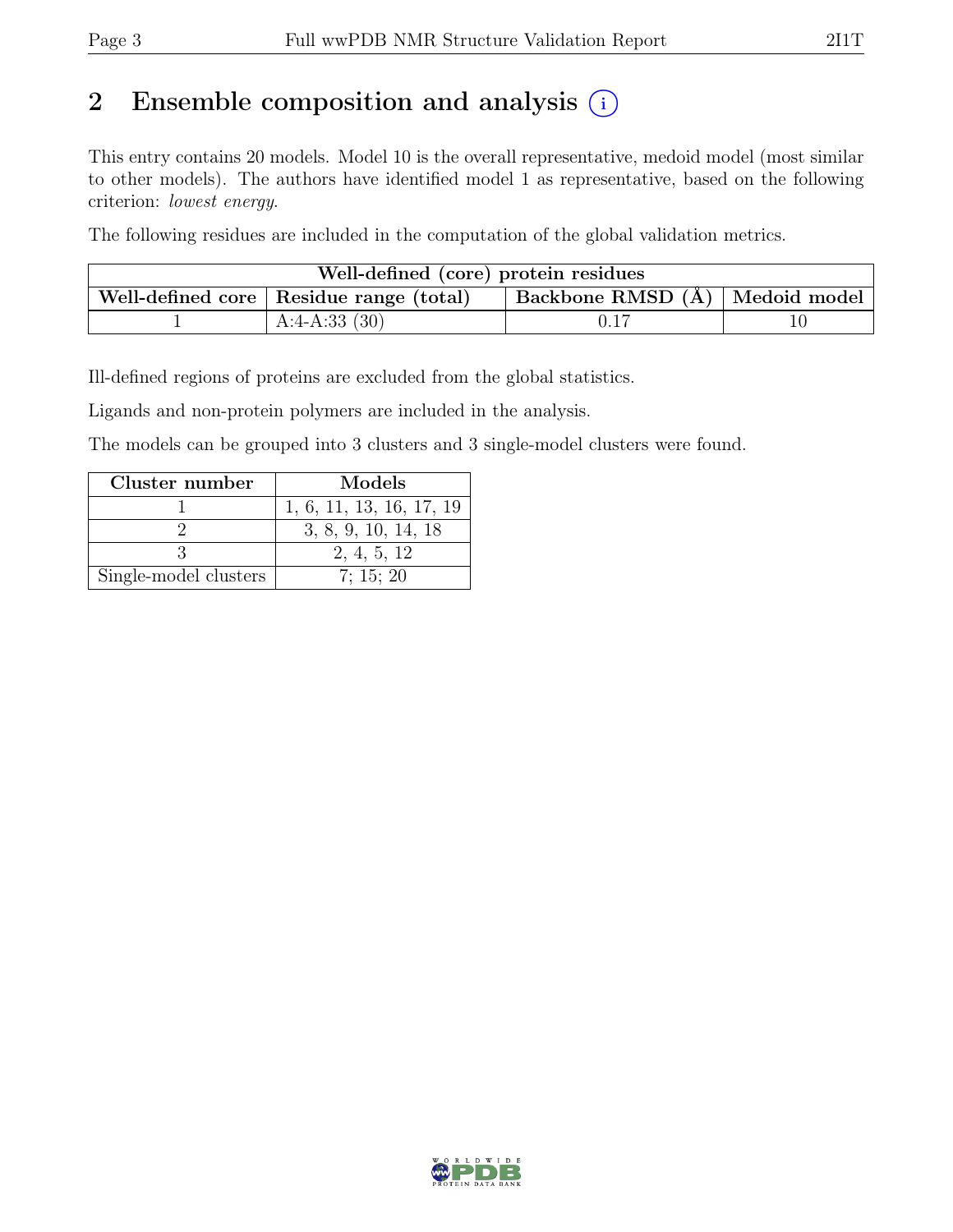# 2 Ensemble composition and analysis

This entry contains 20 models. Model 10 is the overall representative, medoid model (most similar to other models). The authors have identified model 1 as representative, based on the following criterion: *lowest energy*.

The following residues are included in the computation of the global validation metrics.

| Well-defined (core) protein residues | | | |
|---|---|---|---|
| Well-defined core | Residue range (total) | Backbone RMSD (Å) | Medoid model |
| 1 | A:4-A:33 (30) | 0.17 | 10 |

Ill-defined regions of proteins are excluded from the global statistics.

Ligands and non-protein polymers are included in the analysis.

The models can be grouped into 3 clusters and 3 single-model clusters were found.

| Cluster number | Models |
|---|---|
| 1 | 1, 6, 11, 13, 16, 17, 19 |
| 2 | 3, 8, 9, 10, 14, 18 |
| 3 | 2, 4, 5, 12 |
| Single-model clusters | 7; 15; 20 |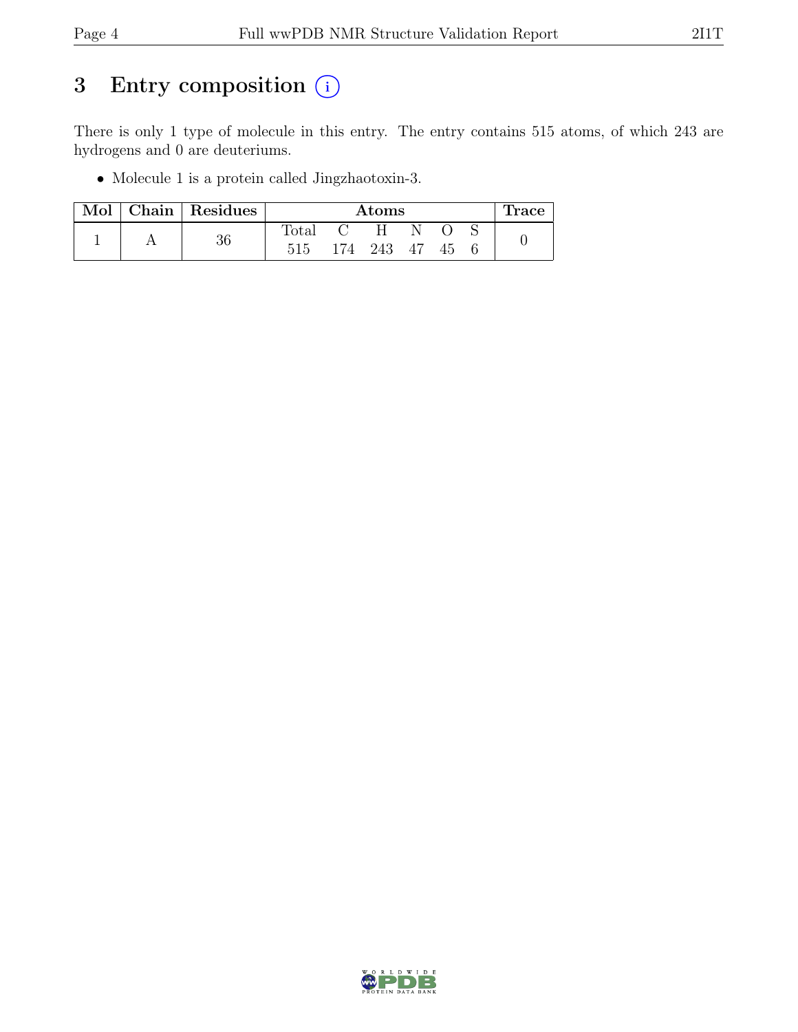# 3 Entry composition (i)

There is only 1 type of molecule in this entry. The entry contains 515 atoms, of which 243 are hydrogens and 0 are deuteriums.

- Molecule 1 is a protein called Jingzhaotoxin-3.

| Mol | Chain | Residues | Atoms | | | | | | Trace |
|---|---|---|---|---|---|---|---|---|---|
| | | | Total | C | H | N | O | S | |
| 1 | A | 36 | 515 | 174 | 243 | 47 | 45 | 6 | 0 |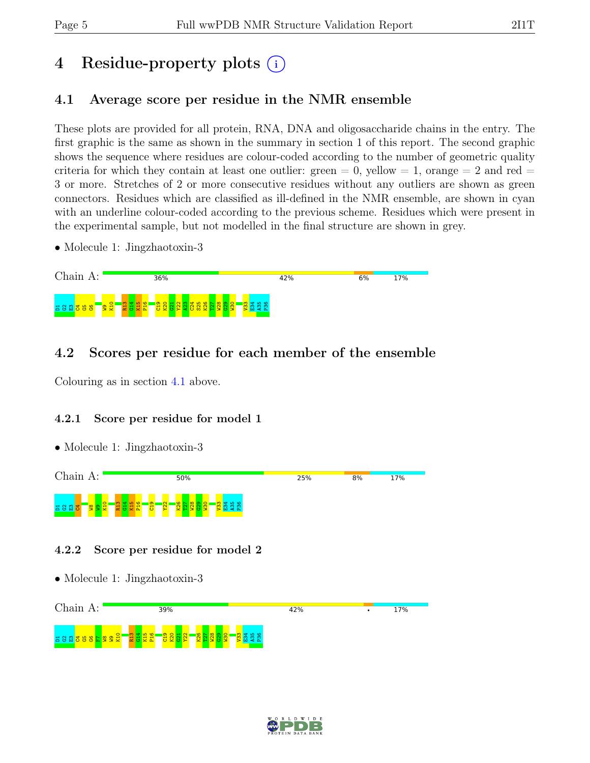# 4 Residue-property plots (i)

## 4.1 Average score per residue in the NMR ensemble

These plots are provided for all protein, RNA, DNA and oligosaccharide chains in the entry. The first graphic is the same as shown in the summary in section 1 of this report. The second graphic shows the sequence where residues are colour-coded according to the number of geometric quality criteria for which they contain at least one outlier: green = 0, yellow = 1, orange = 2 and red = 3 or more. Stretches of 2 or more consecutive residues without any outliers are shown as green connectors. Residues which are classified as ill-defined in the NMR ensemble, are shown in cyan with an underline colour-coded according to the previous scheme. Residues which were present in the experimental sample, but not modelled in the final structure are shown in grey.

- Molecule 1: Jingzhaotoxin-3

Chain A: 36% 42% 6% 17%

D1 G2 E3 C4 G5 G6 W9 K10 R13 G14 K15 P16 C19 K20 G21 Y22 A23 C24 S25 K26 T27 W28 G29 W30 V33 E34 A35 P36

## 4.2 Scores per residue for each member of the ensemble

Colouring as in section 4.1 above.

### 4.2.1 Score per residue for model 1

- Molecule 1: Jingzhaotoxin-3

Chain A: 50% 25% 8% 17%

D1 G2 E3 C4 W8 W9 K10 R13 G14 K15 P16 C19 Y22 K26 T27 W28 G29 W30 V33 E34 A35 P36

### 4.2.2 Score per residue for model 2

- Molecule 1: Jingzhaotoxin-3

Chain A: 39% 42% • 17%

D1 G2 E3 C4 G5 G6 F7 W8 W9 K10 R13 G14 K15 P16 C19 K20 G21 Y22 K26 T27 W28 G29 W30 V33 E34 A35 P36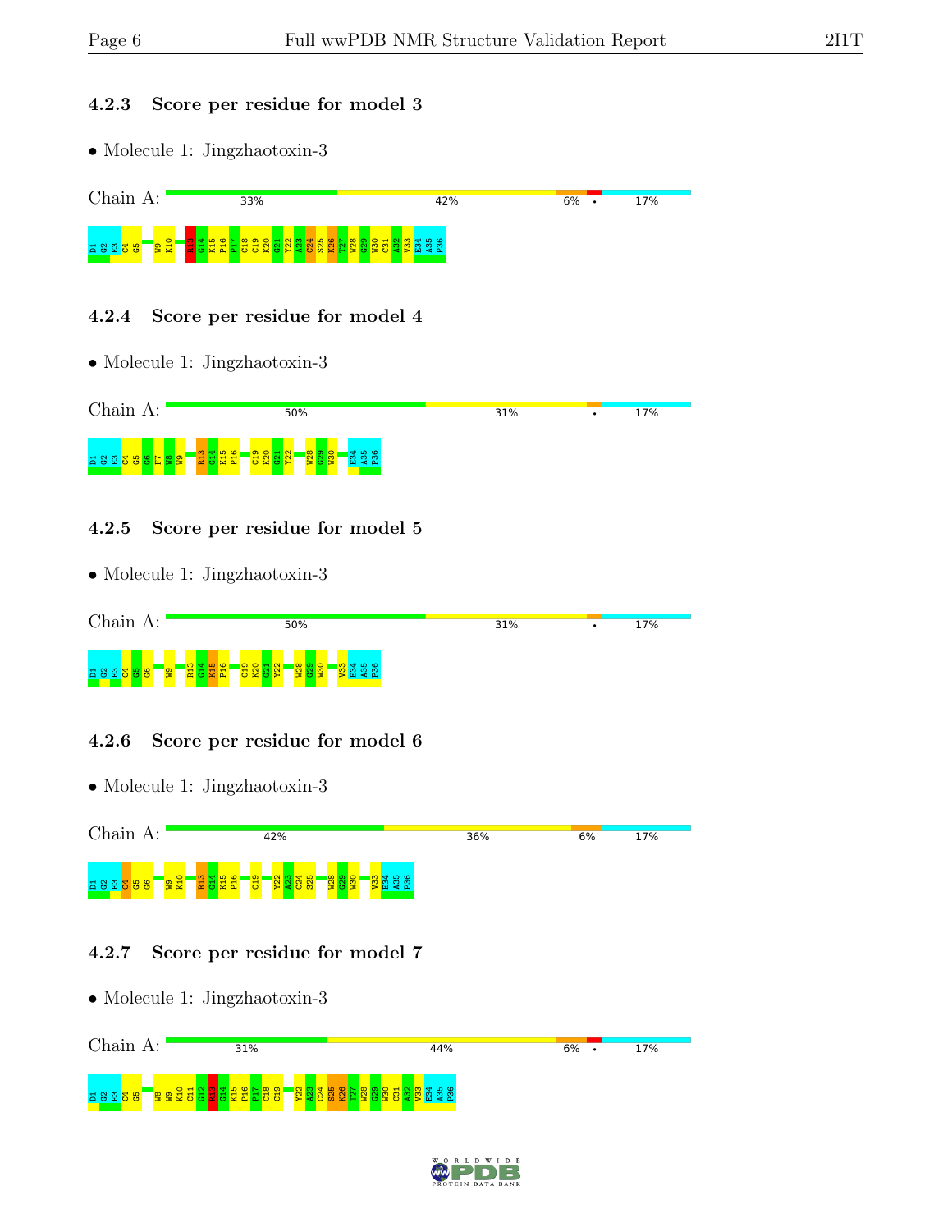### 4.2.3 Score per residue for model 3

- Molecule 1: Jingzhaotoxin-3

Chain A: 33% 42% 6% • 17%

D1 G2 E3 C4 G5 W9 K10 R13 G14 K15 P16 P17 C18 C19 K20 G21 Y22 A23 C24 S25 K26 T27 W28 G29 W30 C31 A32 V33 E34 A35 P36

### 4.2.4 Score per residue for model 4

- Molecule 1: Jingzhaotoxin-3

Chain A: 50% 31% • 17%

D1 G2 E3 C4 G5 G6 F7 W8 W9 R13 G14 K15 P16 C19 K20 G21 Y22 W28 G29 W30 E34 A35 P36

### 4.2.5 Score per residue for model 5

- Molecule 1: Jingzhaotoxin-3

Chain A: 50% 31% • 17%

D1 G2 E3 C4 G5 G6 W9 R13 G14 K15 P16 C19 K20 G21 Y22 W28 G29 W30 V33 E34 A35 P36

### 4.2.6 Score per residue for model 6

- Molecule 1: Jingzhaotoxin-3

Chain A: 42% 36% 6% 17%

D1 G2 E3 C4 G5 G6 W9 K10 R13 G14 K15 P16 C19 Y22 A23 C24 S25 W28 G29 W30 V33 E34 A35 P36

### 4.2.7 Score per residue for model 7

- Molecule 1: Jingzhaotoxin-3

Chain A: 31% 44% 6% • 17%

D1 G2 E3 C4 G5 W8 W9 K10 C11 G12 R13 G14 K15 P16 P17 C18 C19 Y22 A23 C24 S25 K26 T27 W28 G29 W30 C31 A32 V33 E34 A35 P36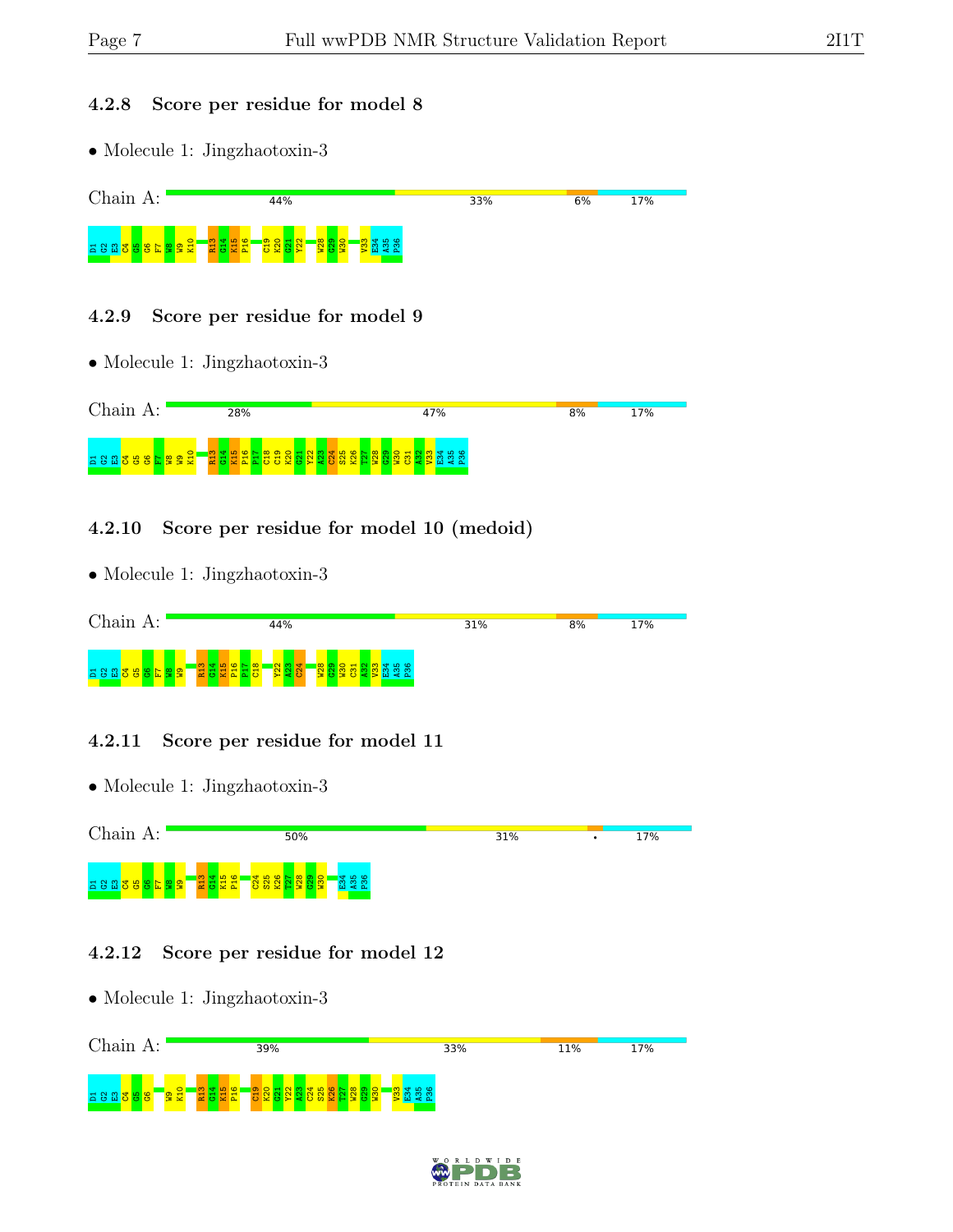### 4.2.8 Score per residue for model 8

- Molecule 1: Jingzhaotoxin-3

Chain A: 44% | 33% | 6% | 17%

D1 G2 E3 C4 G5 G6 F7 W8 W9 K10 R13 G14 K15 P16 C19 K20 G21 Y22 W28 G29 W30 V33 E34 A35 P36

### 4.2.9 Score per residue for model 9

- Molecule 1: Jingzhaotoxin-3

Chain A: 28% | 47% | 8% | 17%

D1 G2 E3 C4 G5 G6 F7 W8 W9 K10 R13 G14 K15 P16 P17 C18 C19 K20 G21 Y22 A23 C24 S25 K26 T27 W28 G29 W30 C31 A32 V33 E34 A35 P36

### 4.2.10 Score per residue for model 10 (medoid)

- Molecule 1: Jingzhaotoxin-3

Chain A: 44% | 31% | 8% | 17%

D1 G2 E3 C4 G5 G6 F7 W8 W9 R13 G14 K15 P16 P17 C18 Y22 A23 C24 W28 G29 W30 C31 A32 V33 E34 A35 P36

### 4.2.11 Score per residue for model 11

- Molecule 1: Jingzhaotoxin-3

Chain A: 50% | 31% | • | 17%

D1 G2 E3 C4 G5 G6 F7 W8 W9 R13 G14 K15 P16 C24 S25 K26 T27 W28 G29 W30 E34 A35 P36

### 4.2.12 Score per residue for model 12

- Molecule 1: Jingzhaotoxin-3

Chain A: 39% | 33% | 11% | 17%

D1 G2 E3 C4 G5 G6 W9 K10 R13 G14 K15 P16 C19 K20 G21 Y22 A23 C24 S25 K26 T27 W28 G29 W30 V33 E34 A35 P36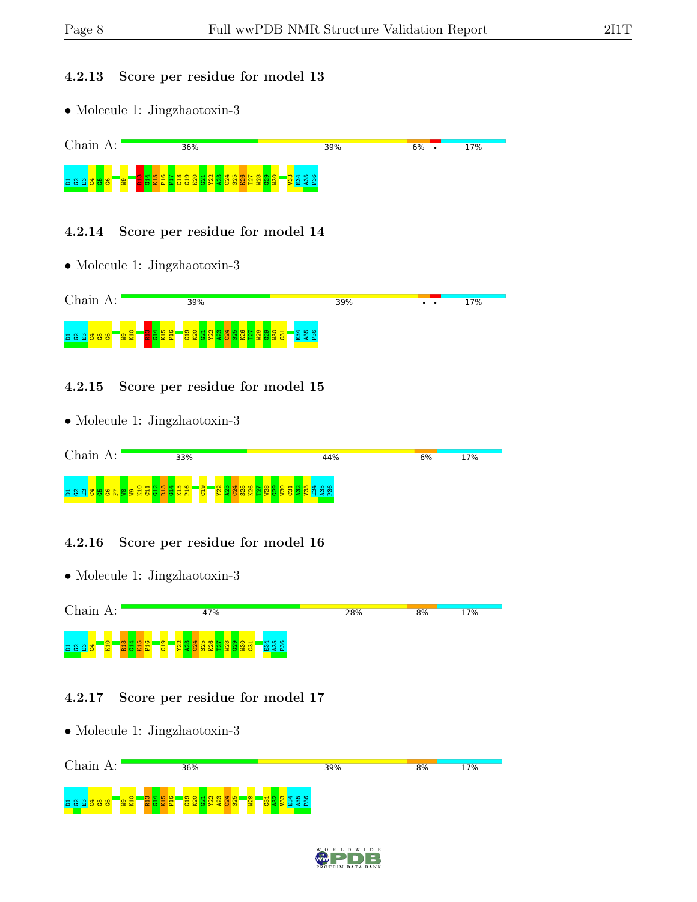### 4.2.13 Score per residue for model 13

- Molecule 1: Jingzhaotoxin-3

Chain A: 36% | 39% | 6% | • | 17%

D1 G2 E3 C4 G5 G6 W9 R13 G14 K15 P16 P17 C18 C19 K20 G21 Y22 A23 C24 S25 K26 T27 W28 G29 W30 V33 E34 A35 P36

### 4.2.14 Score per residue for model 14

- Molecule 1: Jingzhaotoxin-3

Chain A: 39% | 39% | • • | 17%

D1 G2 E3 C4 G5 G6 W9 K10 R13 G14 K15 P16 C19 K20 G21 Y22 A23 C24 S25 K26 T27 W28 G29 W30 C31 E34 A35 P36

### 4.2.15 Score per residue for model 15

- Molecule 1: Jingzhaotoxin-3

Chain A: 33% | 44% | 6% | 17%

D1 G2 E3 C4 G5 G6 F7 W8 W9 K10 C11 G12 R13 G14 K15 P16 C19 Y22 A23 C24 S25 K26 T27 W28 G29 W30 C31 A32 V33 E34 A35 P36

### 4.2.16 Score per residue for model 16

- Molecule 1: Jingzhaotoxin-3

Chain A: 47% | 28% | 8% | 17%

D1 G2 E3 C4 K10 R13 G14 K15 P16 C19 Y22 A23 C24 S25 K26 T27 W28 G29 W30 C31 E34 A35 P36

### 4.2.17 Score per residue for model 17

- Molecule 1: Jingzhaotoxin-3

Chain A: 36% | 39% | 8% | 17%

D1 G2 E3 C4 G5 G6 W9 K10 R13 G14 K15 P16 C19 K20 G21 Y22 A23 C24 S25 W28 C31 A32 V33 E34 A35 P36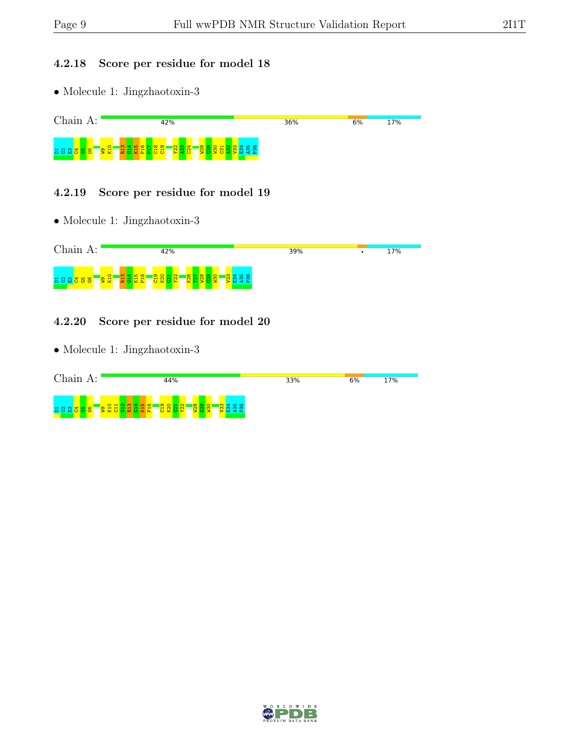### 4.2.18 Score per residue for model 18

- Molecule 1: Jingzhaotoxin-3

Chain A: 42% 36% 6% 17%

D1 G2 E3 C4 G5 G6 W9 K10 R13 G14 K15 P16 P17 C18 C19 Y22 A23 C24 W28 G29 W30 C31 A32 V33 E34 A35 P36

### 4.2.19 Score per residue for model 19

- Molecule 1: Jingzhaotoxin-3

Chain A: 42% 39% • 17%

D1 G2 E3 C4 G5 G6 W9 K10 R13 G14 K15 P16 C19 K20 G21 Y22 K26 T27 W28 G29 W30 V33 E34 A35 P36

### 4.2.20 Score per residue for model 20

- Molecule 1: Jingzhaotoxin-3

Chain A: 44% 33% 6% 17%

D1 G2 E3 C4 G5 G6 W9 K10 C11 G12 R13 G14 K15 P16 C19 K20 G21 Y22 W28 G29 W30 V33 E34 A35 P36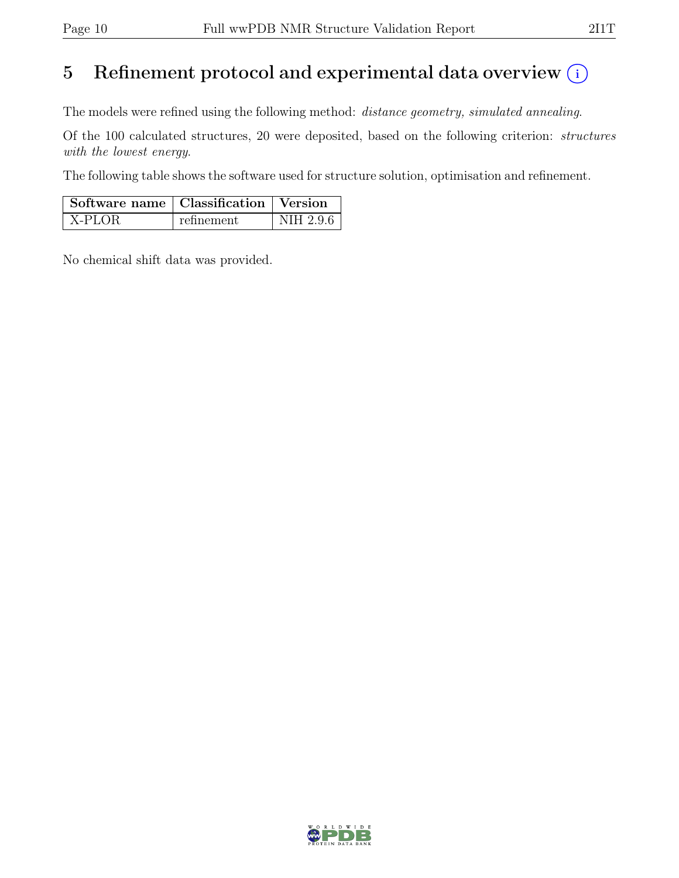# 5 Refinement protocol and experimental data overview

The models were refined using the following method: *distance geometry, simulated annealing*.

Of the 100 calculated structures, 20 were deposited, based on the following criterion: *structures with the lowest energy*.

The following table shows the software used for structure solution, optimisation and refinement.

| Software name | Classification | Version |
|---|---|---|
| X-PLOR | refinement | NIH 2.9.6 |

No chemical shift data was provided.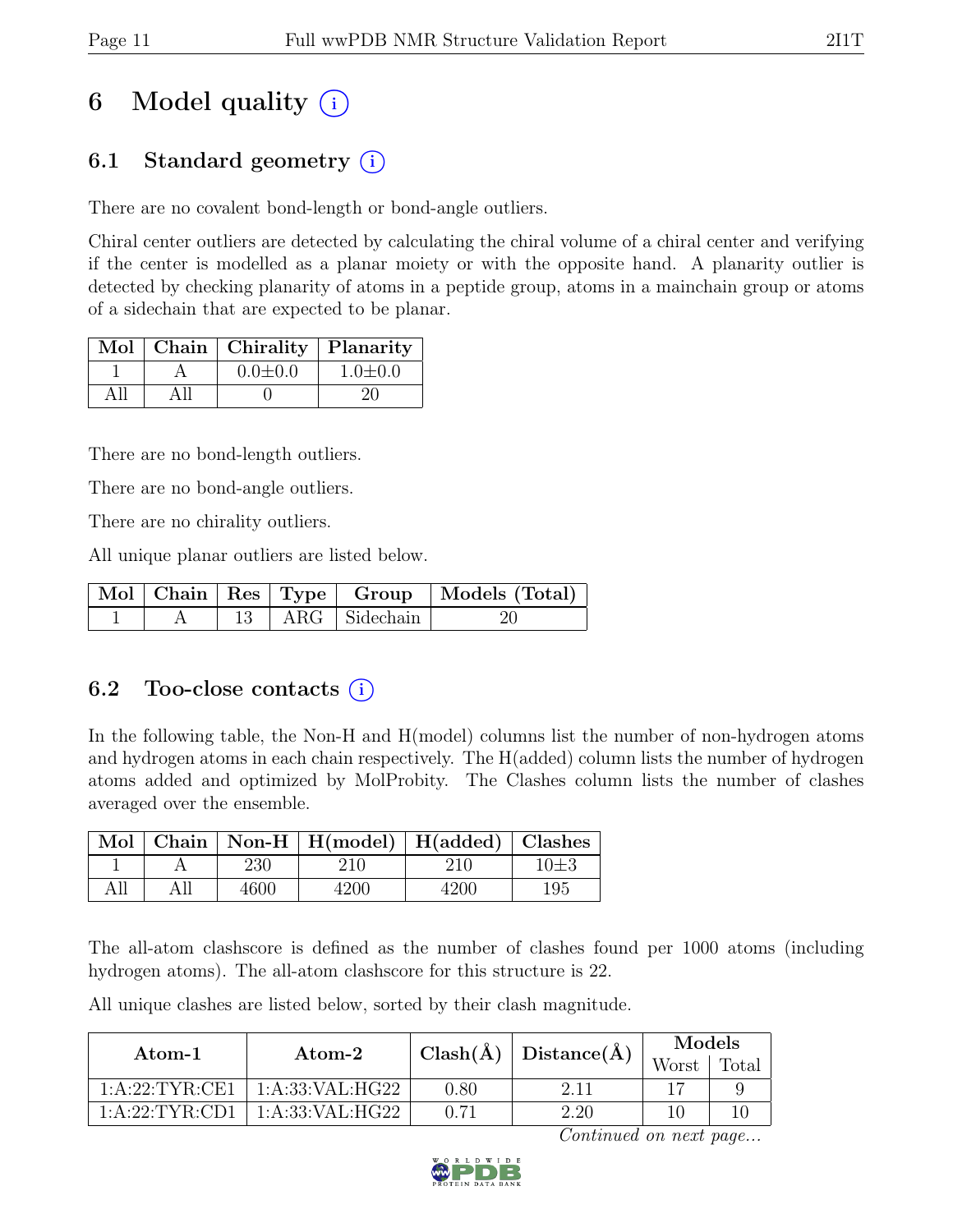# 6 Model quality

## 6.1 Standard geometry

There are no covalent bond-length or bond-angle outliers.

Chiral center outliers are detected by calculating the chiral volume of a chiral center and verifying if the center is modelled as a planar moiety or with the opposite hand. A planarity outlier is detected by checking planarity of atoms in a peptide group, atoms in a mainchain group or atoms of a sidechain that are expected to be planar.

| Mol | Chain | Chirality | Planarity |
|---|---|---|---|
| 1 | A | 0.0±0.0 | 1.0±0.0 |
| All | All | 0 | 20 |

There are no bond-length outliers.

There are no bond-angle outliers.

There are no chirality outliers.

All unique planar outliers are listed below.

| Mol | Chain | Res | Type | Group | Models (Total) |
|---|---|---|---|---|---|
| 1 | A | 13 | ARG | Sidechain | 20 |

## 6.2 Too-close contacts

In the following table, the Non-H and H(model) columns list the number of non-hydrogen atoms and hydrogen atoms in each chain respectively. The H(added) column lists the number of hydrogen atoms added and optimized by MolProbity. The Clashes column lists the number of clashes averaged over the ensemble.

| Mol | Chain | Non-H | H(model) | H(added) | Clashes |
|---|---|---|---|---|---|
| 1 | A | 230 | 210 | 210 | 10±3 |
| All | All | 4600 | 4200 | 4200 | 195 |

The all-atom clashscore is defined as the number of clashes found per 1000 atoms (including hydrogen atoms). The all-atom clashscore for this structure is 22.

All unique clashes are listed below, sorted by their clash magnitude.

| Atom-1 | Atom-2 | Clash(Å) | Distance(Å) | Models | |
|---|---|---|---|---|---|
| | | | | Worst | Total |
| 1:A:22:TYR:CE1 | 1:A:33:VAL:HG22 | 0.80 | 2.11 | 17 | 9 |
| 1:A:22:TYR:CD1 | 1:A:33:VAL:HG22 | 0.71 | 2.20 | 10 | 10 |

*Continued on next page...*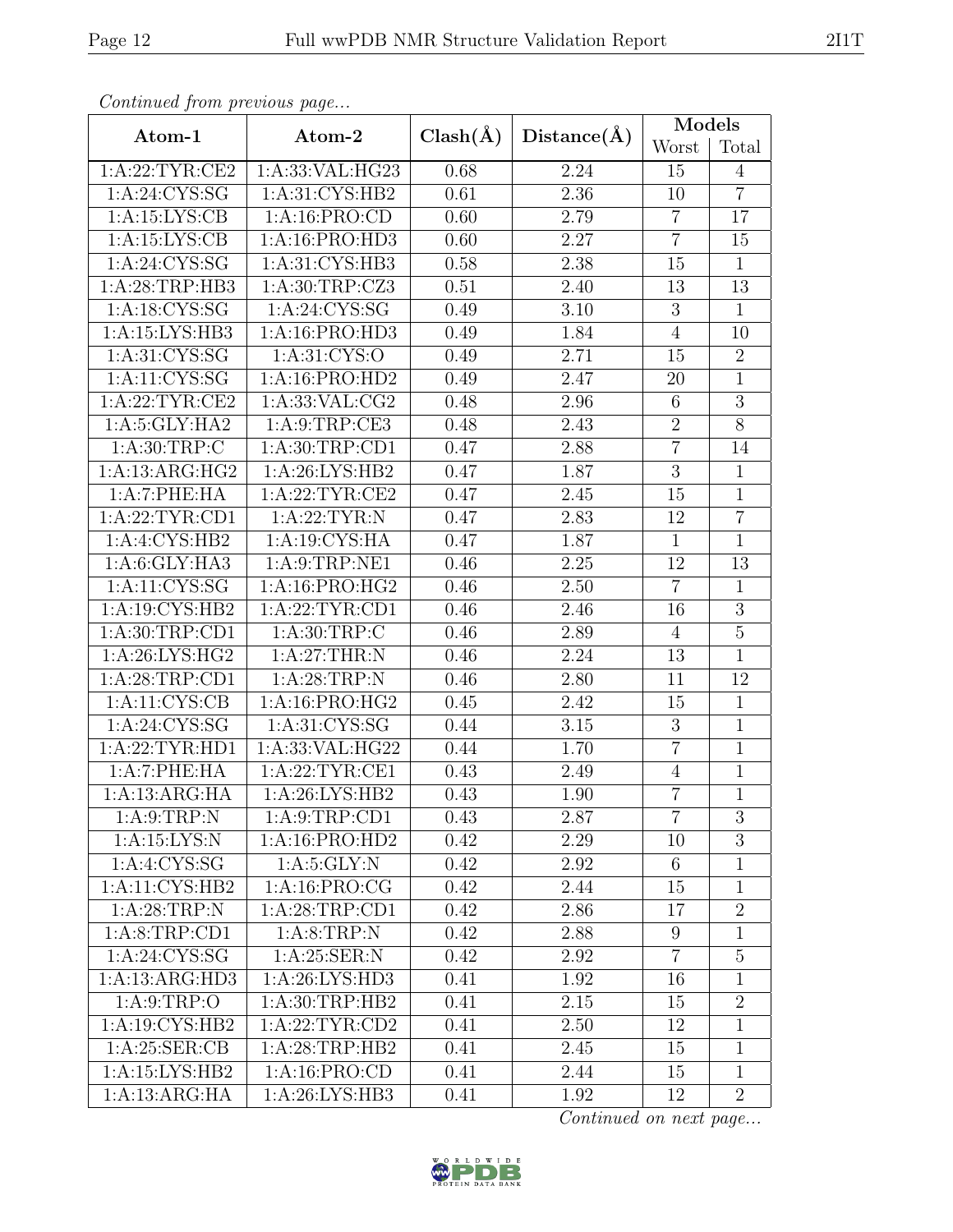*Continued from previous page...*

| Atom-1 | Atom-2 | Clash(Å) | Distance(Å) | Models | |
|---|---|---|---|---|---|
| | | | | Worst | Total |
| 1:A:22:TYR:CE2 | 1:A:33:VAL:HG23 | 0.68 | 2.24 | 15 | 4 |
| 1:A:24:CYS:SG | 1:A:31:CYS:HB2 | 0.61 | 2.36 | 10 | 7 |
| 1:A:15:LYS:CB | 1:A:16:PRO:CD | 0.60 | 2.79 | 7 | 17 |
| 1:A:15:LYS:CB | 1:A:16:PRO:HD3 | 0.60 | 2.27 | 7 | 15 |
| 1:A:24:CYS:SG | 1:A:31:CYS:HB3 | 0.58 | 2.38 | 15 | 1 |
| 1:A:28:TRP:HB3 | 1:A:30:TRP:CZ3 | 0.51 | 2.40 | 13 | 13 |
| 1:A:18:CYS:SG | 1:A:24:CYS:SG | 0.49 | 3.10 | 3 | 1 |
| 1:A:15:LYS:HB3 | 1:A:16:PRO:HD3 | 0.49 | 1.84 | 4 | 10 |
| 1:A:31:CYS:SG | 1:A:31:CYS:O | 0.49 | 2.71 | 15 | 2 |
| 1:A:11:CYS:SG | 1:A:16:PRO:HD2 | 0.49 | 2.47 | 20 | 1 |
| 1:A:22:TYR:CE2 | 1:A:33:VAL:CG2 | 0.48 | 2.96 | 6 | 3 |
| 1:A:5:GLY:HA2 | 1:A:9:TRP:CE3 | 0.48 | 2.43 | 2 | 8 |
| 1:A:30:TRP:C | 1:A:30:TRP:CD1 | 0.47 | 2.88 | 7 | 14 |
| 1:A:13:ARG:HG2 | 1:A:26:LYS:HB2 | 0.47 | 1.87 | 3 | 1 |
| 1:A:7:PHE:HA | 1:A:22:TYR:CE2 | 0.47 | 2.45 | 15 | 1 |
| 1:A:22:TYR:CD1 | 1:A:22:TYR:N | 0.47 | 2.83 | 12 | 7 |
| 1:A:4:CYS:HB2 | 1:A:19:CYS:HA | 0.47 | 1.87 | 1 | 1 |
| 1:A:6:GLY:HA3 | 1:A:9:TRP:NE1 | 0.46 | 2.25 | 12 | 13 |
| 1:A:11:CYS:SG | 1:A:16:PRO:HG2 | 0.46 | 2.50 | 7 | 1 |
| 1:A:19:CYS:HB2 | 1:A:22:TYR:CD1 | 0.46 | 2.46 | 16 | 3 |
| 1:A:30:TRP:CD1 | 1:A:30:TRP:C | 0.46 | 2.89 | 4 | 5 |
| 1:A:26:LYS:HG2 | 1:A:27:THR:N | 0.46 | 2.24 | 13 | 1 |
| 1:A:28:TRP:CD1 | 1:A:28:TRP:N | 0.46 | 2.80 | 11 | 12 |
| 1:A:11:CYS:CB | 1:A:16:PRO:HG2 | 0.45 | 2.42 | 15 | 1 |
| 1:A:24:CYS:SG | 1:A:31:CYS:SG | 0.44 | 3.15 | 3 | 1 |
| 1:A:22:TYR:HD1 | 1:A:33:VAL:HG22 | 0.44 | 1.70 | 7 | 1 |
| 1:A:7:PHE:HA | 1:A:22:TYR:CE1 | 0.43 | 2.49 | 4 | 1 |
| 1:A:13:ARG:HA | 1:A:26:LYS:HB2 | 0.43 | 1.90 | 7 | 1 |
| 1:A:9:TRP:N | 1:A:9:TRP:CD1 | 0.43 | 2.87 | 7 | 3 |
| 1:A:15:LYS:N | 1:A:16:PRO:HD2 | 0.42 | 2.29 | 10 | 3 |
| 1:A:4:CYS:SG | 1:A:5:GLY:N | 0.42 | 2.92 | 6 | 1 |
| 1:A:11:CYS:HB2 | 1:A:16:PRO:CG | 0.42 | 2.44 | 15 | 1 |
| 1:A:28:TRP:N | 1:A:28:TRP:CD1 | 0.42 | 2.86 | 17 | 2 |
| 1:A:8:TRP:CD1 | 1:A:8:TRP:N | 0.42 | 2.88 | 9 | 1 |
| 1:A:24:CYS:SG | 1:A:25:SER:N | 0.42 | 2.92 | 7 | 5 |
| 1:A:13:ARG:HD3 | 1:A:26:LYS:HD3 | 0.41 | 1.92 | 16 | 1 |
| 1:A:9:TRP:O | 1:A:30:TRP:HB2 | 0.41 | 2.15 | 15 | 2 |
| 1:A:19:CYS:HB2 | 1:A:22:TYR:CD2 | 0.41 | 2.50 | 12 | 1 |
| 1:A:25:SER:CB | 1:A:28:TRP:HB2 | 0.41 | 2.45 | 15 | 1 |
| 1:A:15:LYS:HB2 | 1:A:16:PRO:CD | 0.41 | 2.44 | 15 | 1 |
| 1:A:13:ARG:HA | 1:A:26:LYS:HB3 | 0.41 | 1.92 | 12 | 2 |

*Continued on next page...*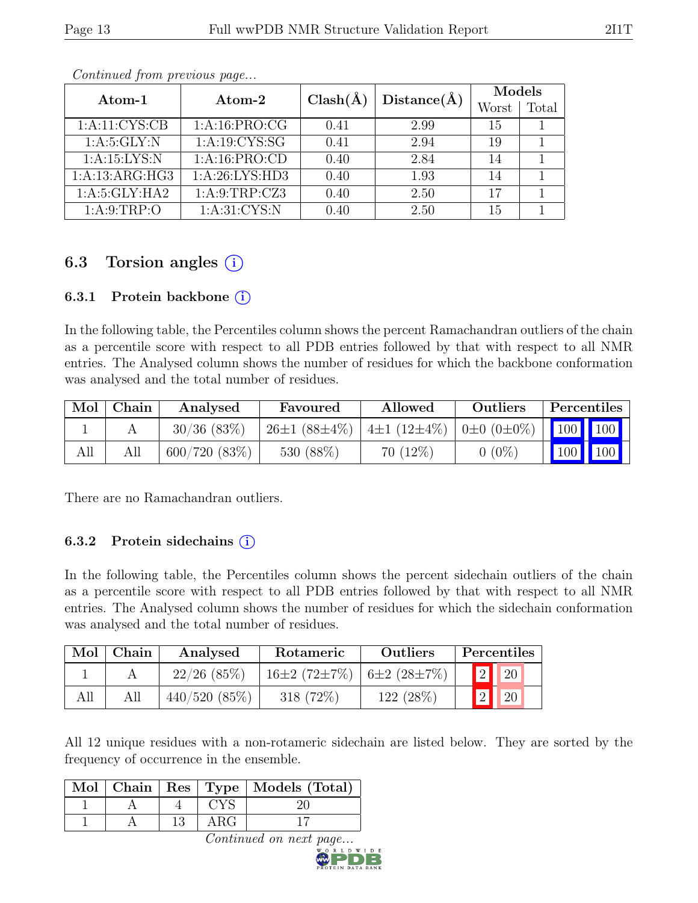*Continued from previous page...*

| Atom-1 | Atom-2 | Clash(Å) | Distance(Å) | Models | |
|---|---|---|---|---|---|
| | | | | Worst | Total |
| 1:A:11:CYS:CB | 1:A:16:PRO:CG | 0.41 | 2.99 | 15 | 1 |
| 1:A:5:GLY:N | 1:A:19:CYS:SG | 0.41 | 2.94 | 19 | 1 |
| 1:A:15:LYS:N | 1:A:16:PRO:CD | 0.40 | 2.84 | 14 | 1 |
| 1:A:13:ARG:HG3 | 1:A:26:LYS:HD3 | 0.40 | 1.93 | 14 | 1 |
| 1:A:5:GLY:HA2 | 1:A:9:TRP:CZ3 | 0.40 | 2.50 | 17 | 1 |
| 1:A:9:TRP:O | 1:A:31:CYS:N | 0.40 | 2.50 | 15 | 1 |

## 6.3 Torsion angles (i)

### 6.3.1 Protein backbone (i)

In the following table, the Percentiles column shows the percent Ramachandran outliers of the chain as a percentile score with respect to all PDB entries followed by that with respect to all NMR entries. The Analysed column shows the number of residues for which the backbone conformation was analysed and the total number of residues.

| Mol | Chain | Analysed | Favoured | Allowed | Outliers | Percentiles | |
|---|---|---|---|---|---|---|---|
| 1 | A | 30/36 (83%) | 26±1 (88±4%) | 4±1 (12±4%) | 0±0 (0±0%) | 100 | 100 |
| All | All | 600/720 (83%) | 530 (88%) | 70 (12%) | 0 (0%) | 100 | 100 |

There are no Ramachandran outliers.

### 6.3.2 Protein sidechains (i)

In the following table, the Percentiles column shows the percent sidechain outliers of the chain as a percentile score with respect to all PDB entries followed by that with respect to all NMR entries. The Analysed column shows the number of residues for which the sidechain conformation was analysed and the total number of residues.

| Mol | Chain | Analysed | Rotameric | Outliers | Percentiles | |
|---|---|---|---|---|---|---|
| 1 | A | 22/26 (85%) | 16±2 (72±7%) | 6±2 (28±7%) | 2 | 20 |
| All | All | 440/520 (85%) | 318 (72%) | 122 (28%) | 2 | 20 |

All 12 unique residues with a non-rotameric sidechain are listed below. They are sorted by the frequency of occurrence in the ensemble.

| Mol | Chain | Res | Type | Models (Total) |
|---|---|---|---|---|
| 1 | A | 4 | CYS | 20 |
| 1 | A | 13 | ARG | 17 |

*Continued on next page...*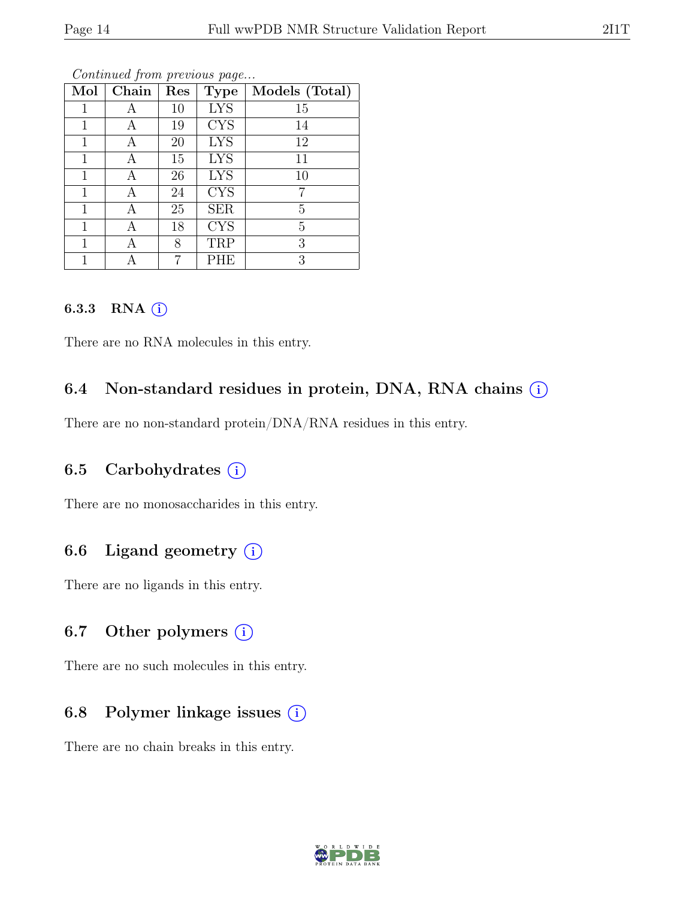*Continued from previous page...*

| Mol | Chain | Res | Type | Models (Total) |
|---|---|---|---|---|
| 1 | A | 10 | LYS | 15 |
| 1 | A | 19 | CYS | 14 |
| 1 | A | 20 | LYS | 12 |
| 1 | A | 15 | LYS | 11 |
| 1 | A | 26 | LYS | 10 |
| 1 | A | 24 | CYS | 7 |
| 1 | A | 25 | SER | 5 |
| 1 | A | 18 | CYS | 5 |
| 1 | A | 8 | TRP | 3 |
| 1 | A | 7 | PHE | 3 |

#### 6.3.3 RNA (i)

There are no RNA molecules in this entry.

### 6.4 Non-standard residues in protein, DNA, RNA chains (i)

There are no non-standard protein/DNA/RNA residues in this entry.

### 6.5 Carbohydrates (i)

There are no monosaccharides in this entry.

### 6.6 Ligand geometry (i)

There are no ligands in this entry.

### 6.7 Other polymers (i)

There are no such molecules in this entry.

### 6.8 Polymer linkage issues (i)

There are no chain breaks in this entry.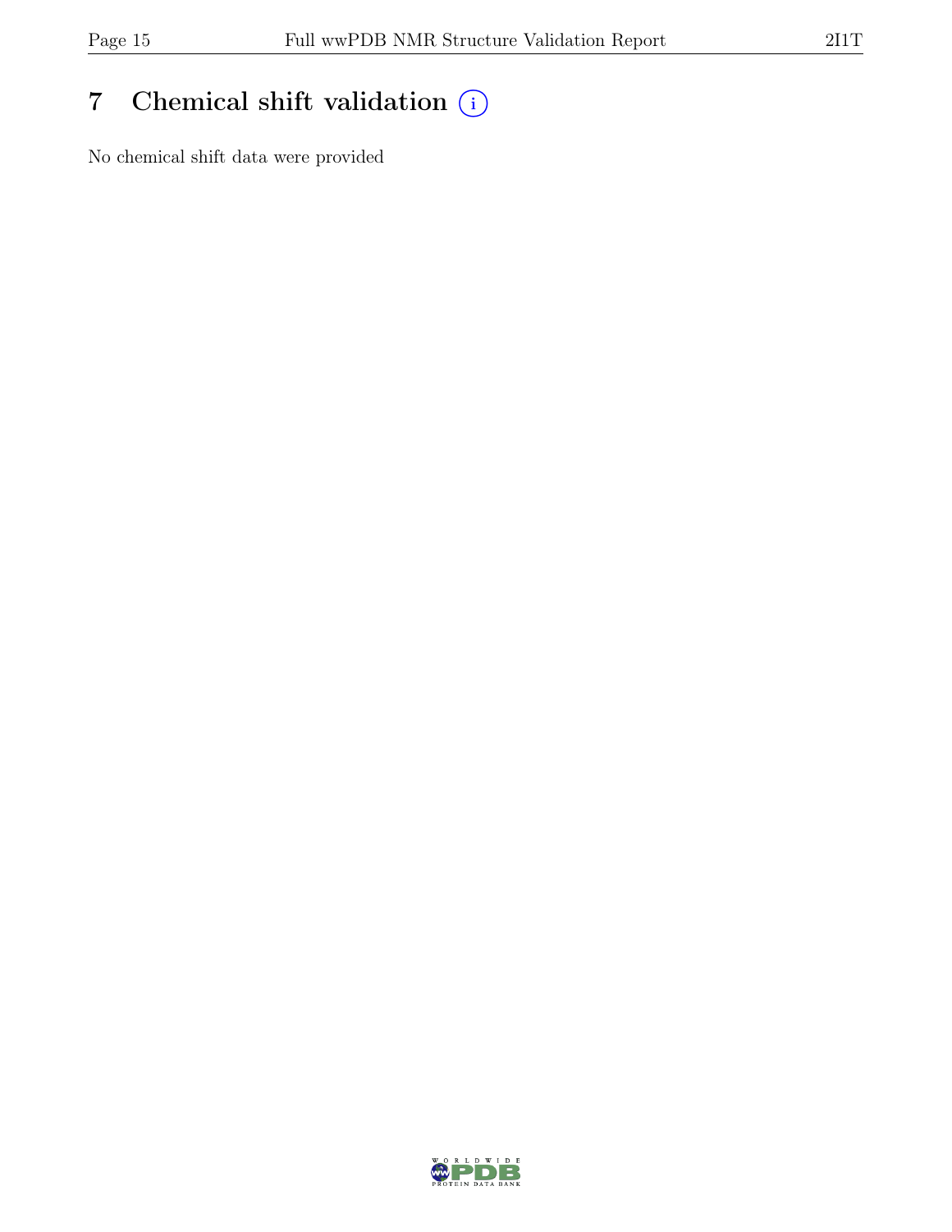# 7 Chemical shift validation

No chemical shift data were provided